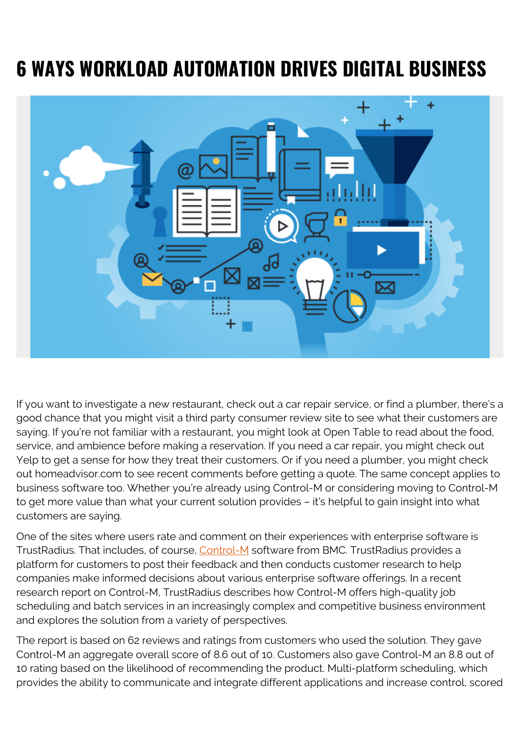# 6 WAYS WORKLOAD AUTOMATION DRIVES DIGITAL BUSINESS

If you want to investigate a new restaurant, check out a car repair service, or find a plumber, there's a good chance that you might visit a third party consumer review site to see what their customers are saying. If you're not familiar with a restaurant, you might look at Open Table to read about the food, service, and ambience before making a reservation. If you need a car repair, you might check out Yelp to get a sense for how they treat their customers. Or if you need a plumber, you might check out homeadvisor.com to see recent comments before getting a quote. The same concept applies to business software too. Whether you're already using Control-M or considering moving to Control-M to get more value than what your current solution provides – it's helpful to gain insight into what customers are saying.

One of the sites where users rate and comment on their experiences with enterprise software is TrustRadius. That includes, of course, Control-M software from BMC. TrustRadius provides a platform for customers to post their feedback and then conducts customer research to help companies make informed decisions about various enterprise software offerings. In a recent research report on Control-M, TrustRadius describes how Control-M offers high-quality job scheduling and batch services in an increasingly complex and competitive business environment and explores the solution from a variety of perspectives.

The report is based on 62 reviews and ratings from customers who used the solution. They gave Control-M an aggregate overall score of 8.6 out of 10. Customers also gave Control-M an 8.8 out of 10 rating based on the likelihood of recommending the product. Multi-platform scheduling, which provides the ability to communicate and integrate different applications and increase control, scored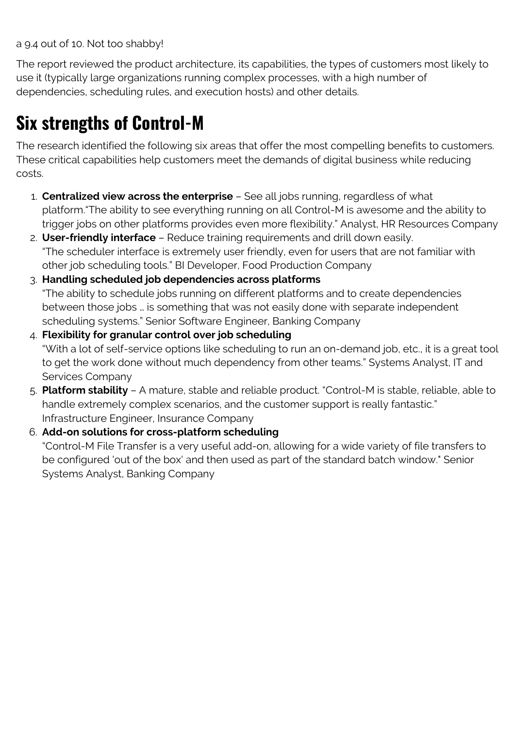a 9.4 out of 10. Not too shabby!

The report reviewed the product architecture, its capabilities, the types of customers most likely to use it (typically large organizations running complex processes, with a high number of dependencies, scheduling rules, and execution hosts) and other details.

## Six strengths of Control-M

The research identified the following six areas that offer the most compelling benefits to customers. These critical capabilities help customers meet the demands of digital business while reducing costs.

1. **Centralized view across the enterprise** – See all jobs running, regardless of what platform."The ability to see everything running on all Control-M is awesome and the ability to trigger jobs on other platforms provides even more flexibility." Analyst, HR Resources Company
2. **User-friendly interface** – Reduce training requirements and drill down easily.
   "The scheduler interface is extremely user friendly, even for users that are not familiar with other job scheduling tools." BI Developer, Food Production Company
3. **Handling scheduled job dependencies across platforms**
   "The ability to schedule jobs running on different platforms and to create dependencies between those jobs … is something that was not easily done with separate independent scheduling systems." Senior Software Engineer, Banking Company
4. **Flexibility for granular control over job scheduling**
   "With a lot of self-service options like scheduling to run an on-demand job, etc., it is a great tool to get the work done without much dependency from other teams." Systems Analyst, IT and Services Company
5. **Platform stability** – A mature, stable and reliable product. "Control-M is stable, reliable, able to handle extremely complex scenarios, and the customer support is really fantastic." Infrastructure Engineer, Insurance Company
6. **Add-on solutions for cross-platform scheduling**
   "Control-M File Transfer is a very useful add-on, allowing for a wide variety of file transfers to be configured 'out of the box' and then used as part of the standard batch window." Senior Systems Analyst, Banking Company